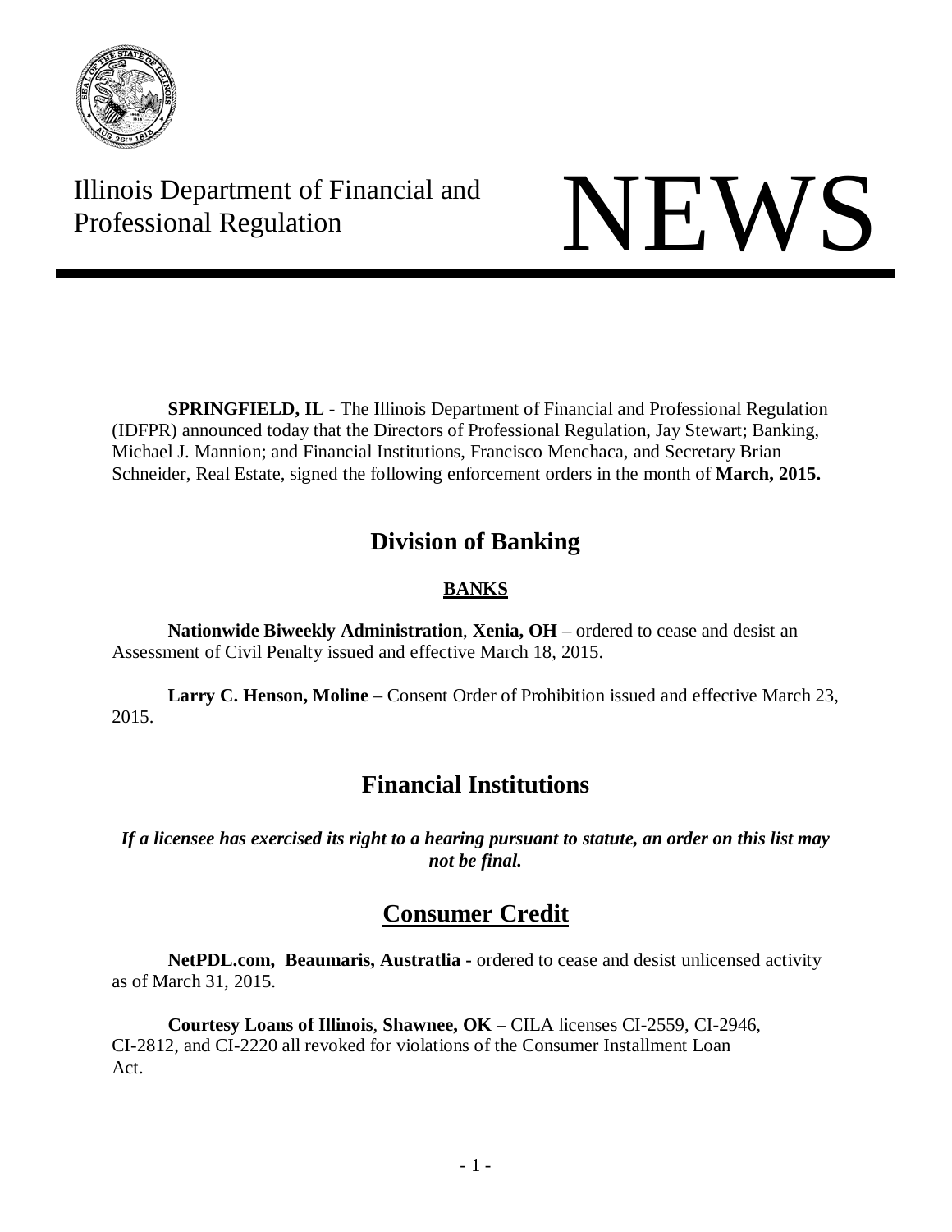Illinois Department of Financial and Professional Regulation

# NEWS

**SPRINGFIELD, IL** - The Illinois Department of Financial and Professional Regulation (IDFPR) announced today that the Directors of Professional Regulation, Jay Stewart; Banking, Michael J. Mannion; and Financial Institutions, Francisco Menchaca, and Secretary Brian Schneider, Real Estate, signed the following enforcement orders in the month of **March, 2015.**

## Division of Banking

### BANKS

**Nationwide Biweekly Administration**, **Xenia, OH** – ordered to cease and desist an Assessment of Civil Penalty issued and effective March 18, 2015.

**Larry C. Henson, Moline** – Consent Order of Prohibition issued and effective March 23, 2015.

## Financial Institutions

***If a licensee has exercised its right to a hearing pursuant to statute, an order on this list may not be final.***

## Consumer Credit

**NetPDL.com, Beaumaris, Austratlia -** ordered to cease and desist unlicensed activity as of March 31, 2015.

**Courtesy Loans of Illinois**, **Shawnee, OK** – CILA licenses CI-2559, CI-2946, CI-2812, and CI-2220 all revoked for violations of the Consumer Installment Loan Act.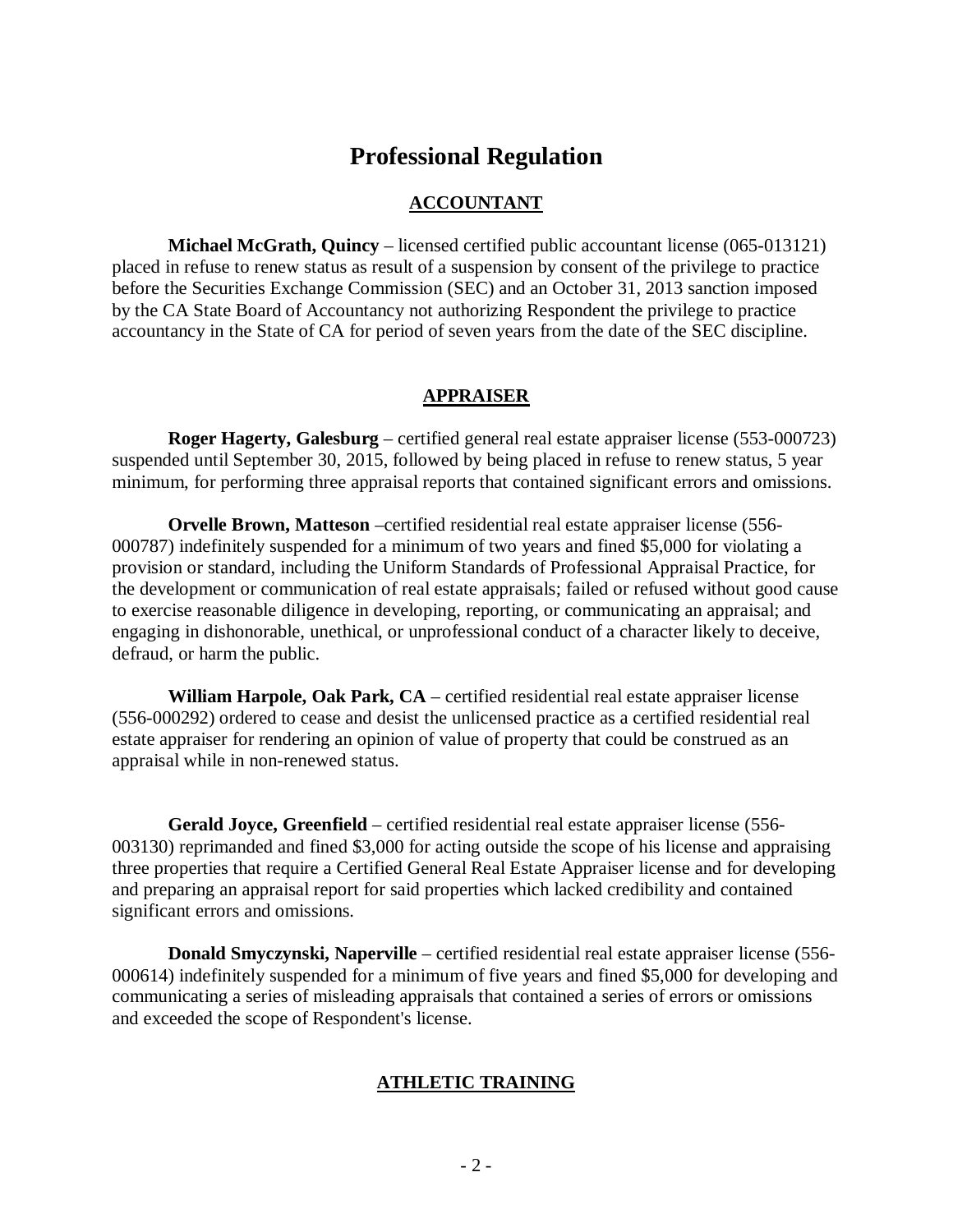# Professional Regulation

## ACCOUNTANT

**Michael McGrath, Quincy** – licensed certified public accountant license (065-013121) placed in refuse to renew status as result of a suspension by consent of the privilege to practice before the Securities Exchange Commission (SEC) and an October 31, 2013 sanction imposed by the CA State Board of Accountancy not authorizing Respondent the privilege to practice accountancy in the State of CA for period of seven years from the date of the SEC discipline.

## APPRAISER

**Roger Hagerty, Galesburg** – certified general real estate appraiser license (553-000723) suspended until September 30, 2015, followed by being placed in refuse to renew status, 5 year minimum, for performing three appraisal reports that contained significant errors and omissions.

**Orvelle Brown, Matteson** –certified residential real estate appraiser license (556-000787) indefinitely suspended for a minimum of two years and fined $5,000 for violating a provision or standard, including the Uniform Standards of Professional Appraisal Practice, for the development or communication of real estate appraisals; failed or refused without good cause to exercise reasonable diligence in developing, reporting, or communicating an appraisal; and engaging in dishonorable, unethical, or unprofessional conduct of a character likely to deceive, defraud, or harm the public.

**William Harpole, Oak Park, CA** – certified residential real estate appraiser license (556-000292) ordered to cease and desist the unlicensed practice as a certified residential real estate appraiser for rendering an opinion of value of property that could be construed as an appraisal while in non-renewed status.

**Gerald Joyce, Greenfield** – certified residential real estate appraiser license (556-003130) reprimanded and fined $3,000 for acting outside the scope of his license and appraising three properties that require a Certified General Real Estate Appraiser license and for developing and preparing an appraisal report for said properties which lacked credibility and contained significant errors and omissions.

**Donald Smyczynski, Naperville** – certified residential real estate appraiser license (556-000614) indefinitely suspended for a minimum of five years and fined $5,000 for developing and communicating a series of misleading appraisals that contained a series of errors or omissions and exceeded the scope of Respondent's license.

## ATHLETIC TRAINING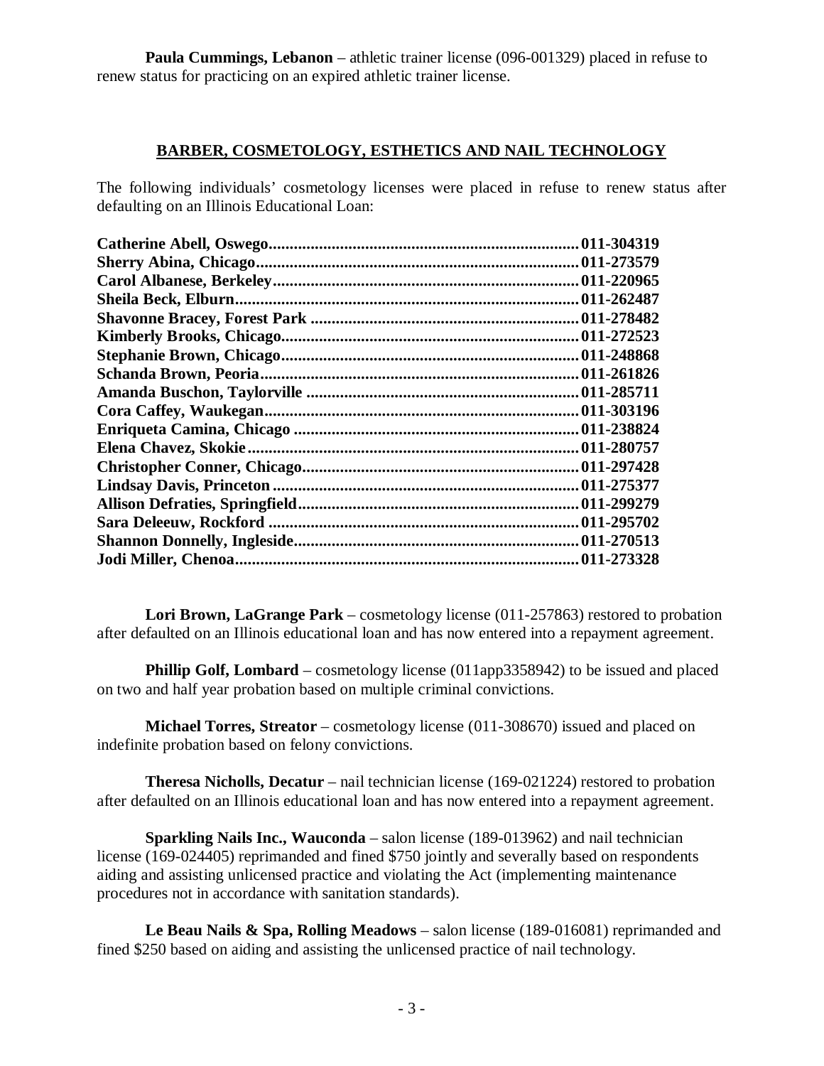**Paula Cummings, Lebanon** – athletic trainer license (096-001329) placed in refuse to renew status for practicing on an expired athletic trainer license.

## BARBER, COSMETOLOGY, ESTHETICS AND NAIL TECHNOLOGY

The following individuals' cosmetology licenses were placed in refuse to renew status after defaulting on an Illinois Educational Loan:

**Catherine Abell, Oswego........................................................................011-304319**
**Sherry Abina, Chicago............................................................................011-273579**
**Carol Albanese, Berkeley........................................................................011-220965**
**Sheila Beck, Elburn.................................................................................011-262487**
**Shavonne Bracey, Forest Park ...............................................................011-278482**
**Kimberly Brooks, Chicago......................................................................011-272523**
**Stephanie Brown, Chicago......................................................................011-248868**
**Schanda Brown, Peoria...........................................................................011-261826**
**Amanda Buschon, Taylorville ................................................................011-285711**
**Cora Caffey, Waukegan..........................................................................011-303196**
**Enriqueta Camina, Chicago ...................................................................011-238824**
**Elena Chavez, Skokie.............................................................................011-280757**
**Christopher Conner, Chicago.................................................................011-297428**
**Lindsay Davis, Princeton........................................................................011-275377**
**Allison Defraties, Springfield..................................................................011-299279**
**Sara Deleeuw, Rockford .........................................................................011-295702**
**Shannon Donnelly, Ingleside...................................................................011-270513**
**Jodi Miller, Chenoa.................................................................................011-273328**

**Lori Brown, LaGrange Park** – cosmetology license (011-257863) restored to probation after defaulted on an Illinois educational loan and has now entered into a repayment agreement.

**Phillip Golf, Lombard** – cosmetology license (011app3358942) to be issued and placed on two and half year probation based on multiple criminal convictions.

**Michael Torres, Streator** – cosmetology license (011-308670) issued and placed on indefinite probation based on felony convictions.

**Theresa Nicholls, Decatur** – nail technician license (169-021224) restored to probation after defaulted on an Illinois educational loan and has now entered into a repayment agreement.

**Sparkling Nails Inc., Wauconda** – salon license (189-013962) and nail technician license (169-024405) reprimanded and fined $750 jointly and severally based on respondents aiding and assisting unlicensed practice and violating the Act (implementing maintenance procedures not in accordance with sanitation standards).

**Le Beau Nails & Spa, Rolling Meadows** – salon license (189-016081) reprimanded and fined $250 based on aiding and assisting the unlicensed practice of nail technology.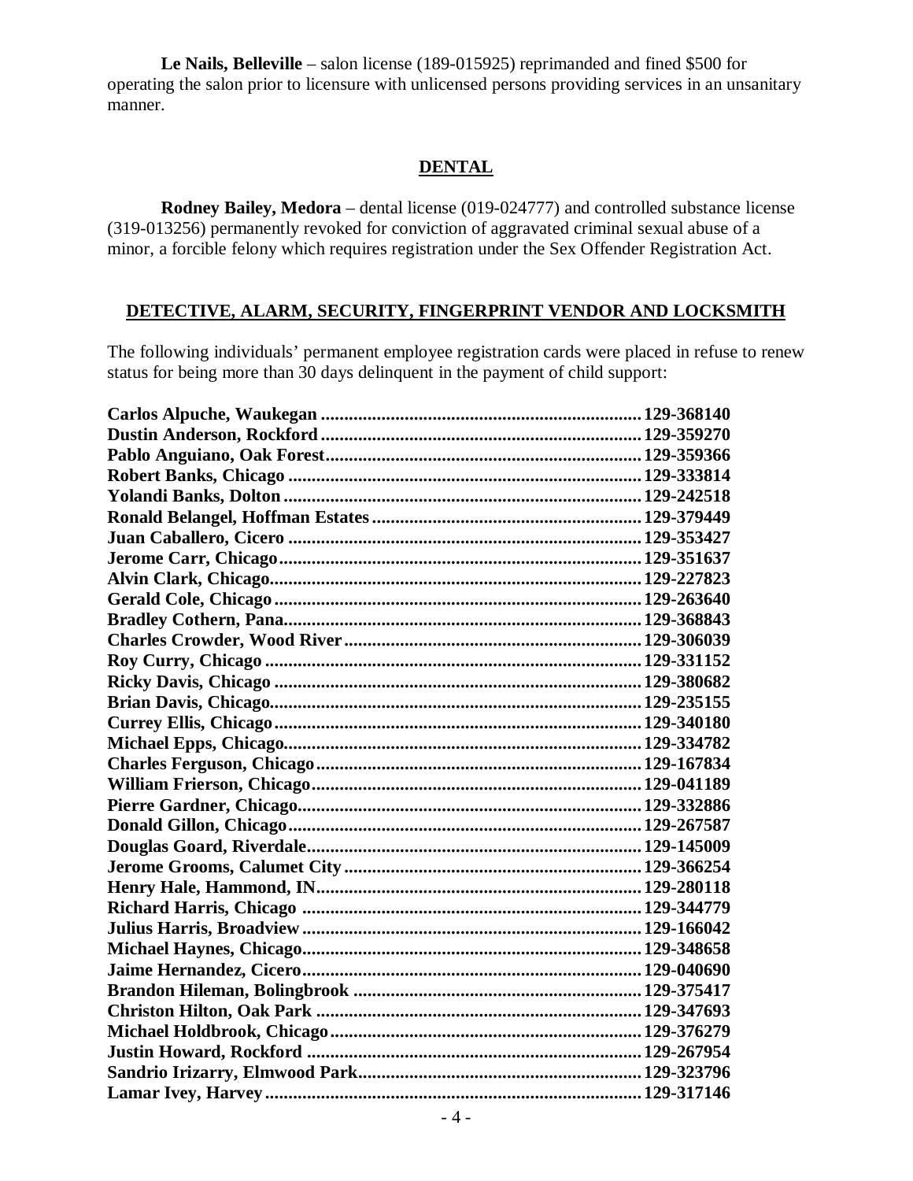**Le Nails, Belleville** – salon license (189-015925) reprimanded and fined $500 for operating the salon prior to licensure with unlicensed persons providing services in an unsanitary manner.

## DENTAL

**Rodney Bailey, Medora** – dental license (019-024777) and controlled substance license (319-013256) permanently revoked for conviction of aggravated criminal sexual abuse of a minor, a forcible felony which requires registration under the Sex Offender Registration Act.

## DETECTIVE, ALARM, SECURITY, FINGERPRINT VENDOR AND LOCKSMITH

The following individuals' permanent employee registration cards were placed in refuse to renew status for being more than 30 days delinquent in the payment of child support:

**Carlos Alpuche, Waukegan ........ 129-368140**
**Dustin Anderson, Rockford ........ 129-359270**
**Pablo Anguiano, Oak Forest ........ 129-359366**
**Robert Banks, Chicago ........ 129-333814**
**Yolandi Banks, Dolton ........ 129-242518**
**Ronald Belangel, Hoffman Estates ........ 129-379449**
**Juan Caballero, Cicero ........ 129-353427**
**Jerome Carr, Chicago ........ 129-351637**
**Alvin Clark, Chicago ........ 129-227823**
**Gerald Cole, Chicago ........ 129-263640**
**Bradley Cothern, Pana ........ 129-368843**
**Charles Crowder, Wood River ........ 129-306039**
**Roy Curry, Chicago ........ 129-331152**
**Ricky Davis, Chicago ........ 129-380682**
**Brian Davis, Chicago ........ 129-235155**
**Currey Ellis, Chicago ........ 129-340180**
**Michael Epps, Chicago ........ 129-334782**
**Charles Ferguson, Chicago ........ 129-167834**
**William Frierson, Chicago ........ 129-041189**
**Pierre Gardner, Chicago ........ 129-332886**
**Donald Gillon, Chicago ........ 129-267587**
**Douglas Goard, Riverdale ........ 129-145009**
**Jerome Grooms, Calumet City ........ 129-366254**
**Henry Hale, Hammond, IN ........ 129-280118**
**Richard Harris, Chicago ........ 129-344779**
**Julius Harris, Broadview ........ 129-166042**
**Michael Haynes, Chicago ........ 129-348658**
**Jaime Hernandez, Cicero ........ 129-040690**
**Brandon Hileman, Bolingbrook ........ 129-375417**
**Christon Hilton, Oak Park ........ 129-347693**
**Michael Holdbrook, Chicago ........ 129-376279**
**Justin Howard, Rockford ........ 129-267954**
**Sandrio Irizarry, Elmwood Park ........ 129-323796**
**Lamar Ivey, Harvey ........ 129-317146**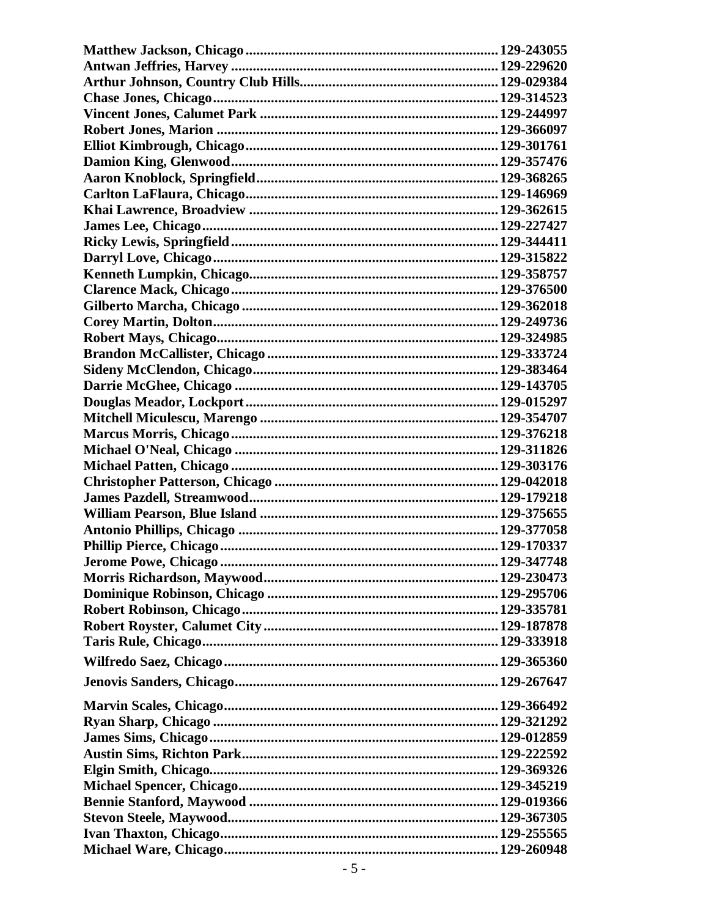**Matthew Jackson, Chicago ...................................................................... 129-243055**
**Antwan Jeffries, Harvey ......................................................................... 129-229620**
**Arthur Johnson, Country Club Hills....................................................... 129-029384**
**Chase Jones, Chicago............................................................................... 129-314523**
**Vincent Jones, Calumet Park .................................................................. 129-244997**
**Robert Jones, Marion ............................................................................... 129-366097**
**Elliot Kimbrough, Chicago...................................................................... 129-301761**
**Damion King, Glenwood.......................................................................... 129-357476**
**Aaron Knoblock, Springfield................................................................... 129-368265**
**Carlton LaFlaura, Chicago...................................................................... 129-146969**
**Khai Lawrence, Broadview ..................................................................... 129-362615**
**James Lee, Chicago.................................................................................. 129-227427**
**Ricky Lewis, Springfield.......................................................................... 129-344411**
**Darryl Love, Chicago............................................................................... 129-315822**
**Kenneth Lumpkin, Chicago..................................................................... 129-358757**
**Clarence Mack, Chicago.......................................................................... 129-376500**
**Gilberto Marcha, Chicago ....................................................................... 129-362018**
**Corey Martin, Dolton............................................................................... 129-249736**
**Robert Mays, Chicago.............................................................................. 129-324985**
**Brandon McCallister, Chicago ................................................................ 129-333724**
**Sideny McClendon, Chicago.................................................................... 129-383464**
**Darrie McGhee, Chicago ......................................................................... 129-143705**
**Douglas Meador, Lockport...................................................................... 129-015297**
**Mitchell Miculescu, Marengo .................................................................. 129-354707**
**Marcus Morris, Chicago.......................................................................... 129-376218**
**Michael O'Neal, Chicago ......................................................................... 129-311826**
**Michael Patten, Chicago .......................................................................... 129-303176**
**Christopher Patterson, Chicago .............................................................. 129-042018**
**James Pazdell, Streamwood..................................................................... 129-179218**
**William Pearson, Blue Island ................................................................. 129-375655**
**Antonio Phillips, Chicago ........................................................................ 129-377058**
**Phillip Pierce, Chicago............................................................................. 129-170337**
**Jerome Powe, Chicago ............................................................................. 129-347748**
**Morris Richardson, Maywood................................................................. 129-230473**
**Dominique Robinson, Chicago ................................................................ 129-295706**
**Robert Robinson, Chicago....................................................................... 129-335781**
**Robert Royster, Calumet City ................................................................. 129-187878**
**Taris Rule, Chicago.................................................................................. 129-333918**
**Wilfredo Saez, Chicago ............................................................................ 129-365360**
**Jenovis Sanders, Chicago......................................................................... 129-267647**
**Marvin Scales, Chicago............................................................................ 129-366492**
**Ryan Sharp, Chicago ............................................................................... 129-321292**
**James Sims, Chicago................................................................................ 129-012859**
**Austin Sims, Richton Park...................................................................... 129-222592**
**Elgin Smith, Chicago............................................................................... 129-369326**
**Michael Spencer, Chicago........................................................................ 129-345219**
**Bennie Stanford, Maywood ..................................................................... 129-019366**
**Stevon Steele, Maywood........................................................................... 129-367305**
**Ivan Thaxton, Chicago............................................................................. 129-255565**
**Michael Ware, Chicago............................................................................ 129-260948**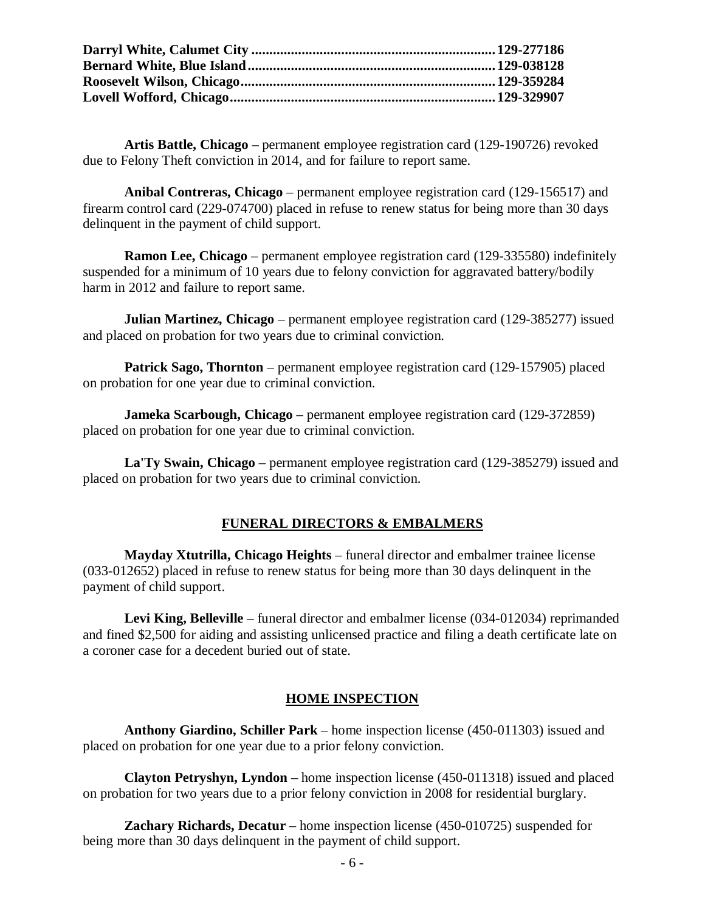**Darryl White, Calumet City** .................................................................... **129-277186**
**Bernard White, Blue Island** ..................................................................... **129-038128**
**Roosevelt Wilson, Chicago** ...................................................................... **129-359284**
**Lovell Wofford, Chicago** ......................................................................... **129-329907**

**Artis Battle, Chicago** – permanent employee registration card (129-190726) revoked due to Felony Theft conviction in 2014, and for failure to report same.

**Anibal Contreras, Chicago** – permanent employee registration card (129-156517) and firearm control card (229-074700) placed in refuse to renew status for being more than 30 days delinquent in the payment of child support.

**Ramon Lee, Chicago** – permanent employee registration card (129-335580) indefinitely suspended for a minimum of 10 years due to felony conviction for aggravated battery/bodily harm in 2012 and failure to report same.

**Julian Martinez, Chicago** – permanent employee registration card (129-385277) issued and placed on probation for two years due to criminal conviction.

**Patrick Sago, Thornton** – permanent employee registration card (129-157905) placed on probation for one year due to criminal conviction.

**Jameka Scarbough, Chicago** – permanent employee registration card (129-372859) placed on probation for one year due to criminal conviction.

**La'Ty Swain, Chicago** – permanent employee registration card (129-385279) issued and placed on probation for two years due to criminal conviction.

## FUNERAL DIRECTORS & EMBALMERS

**Mayday Xtutrilla, Chicago Heights** – funeral director and embalmer trainee license (033-012652) placed in refuse to renew status for being more than 30 days delinquent in the payment of child support.

**Levi King, Belleville** – funeral director and embalmer license (034-012034) reprimanded and fined $2,500 for aiding and assisting unlicensed practice and filing a death certificate late on a coroner case for a decedent buried out of state.

## HOME INSPECTION

**Anthony Giardino, Schiller Park** – home inspection license (450-011303) issued and placed on probation for one year due to a prior felony conviction.

**Clayton Petryshyn, Lyndon** – home inspection license (450-011318) issued and placed on probation for two years due to a prior felony conviction in 2008 for residential burglary.

**Zachary Richards, Decatur** – home inspection license (450-010725) suspended for being more than 30 days delinquent in the payment of child support.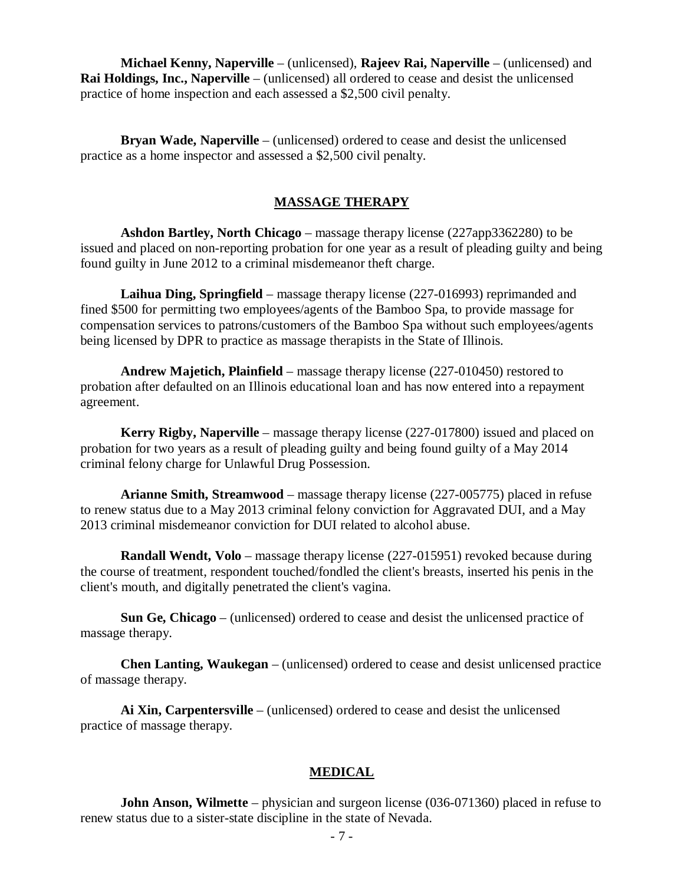**Michael Kenny, Naperville** – (unlicensed), **Rajeev Rai, Naperville** – (unlicensed) and **Rai Holdings, Inc., Naperville** – (unlicensed) all ordered to cease and desist the unlicensed practice of home inspection and each assessed a $2,500 civil penalty.

**Bryan Wade, Naperville** – (unlicensed) ordered to cease and desist the unlicensed practice as a home inspector and assessed a $2,500 civil penalty.

## MASSAGE THERAPY

**Ashdon Bartley, North Chicago** – massage therapy license (227app3362280) to be issued and placed on non-reporting probation for one year as a result of pleading guilty and being found guilty in June 2012 to a criminal misdemeanor theft charge.

**Laihua Ding, Springfield** – massage therapy license (227-016993) reprimanded and fined $500 for permitting two employees/agents of the Bamboo Spa, to provide massage for compensation services to patrons/customers of the Bamboo Spa without such employees/agents being licensed by DPR to practice as massage therapists in the State of Illinois.

**Andrew Majetich, Plainfield** – massage therapy license (227-010450) restored to probation after defaulted on an Illinois educational loan and has now entered into a repayment agreement.

**Kerry Rigby, Naperville** – massage therapy license (227-017800) issued and placed on probation for two years as a result of pleading guilty and being found guilty of a May 2014 criminal felony charge for Unlawful Drug Possession.

**Arianne Smith, Streamwood** – massage therapy license (227-005775) placed in refuse to renew status due to a May 2013 criminal felony conviction for Aggravated DUI, and a May 2013 criminal misdemeanor conviction for DUI related to alcohol abuse.

**Randall Wendt, Volo** – massage therapy license (227-015951) revoked because during the course of treatment, respondent touched/fondled the client's breasts, inserted his penis in the client's mouth, and digitally penetrated the client's vagina.

**Sun Ge, Chicago** – (unlicensed) ordered to cease and desist the unlicensed practice of massage therapy.

**Chen Lanting, Waukegan** – (unlicensed) ordered to cease and desist unlicensed practice of massage therapy.

**Ai Xin, Carpentersville** – (unlicensed) ordered to cease and desist the unlicensed practice of massage therapy.

## MEDICAL

**John Anson, Wilmette** – physician and surgeon license (036-071360) placed in refuse to renew status due to a sister-state discipline in the state of Nevada.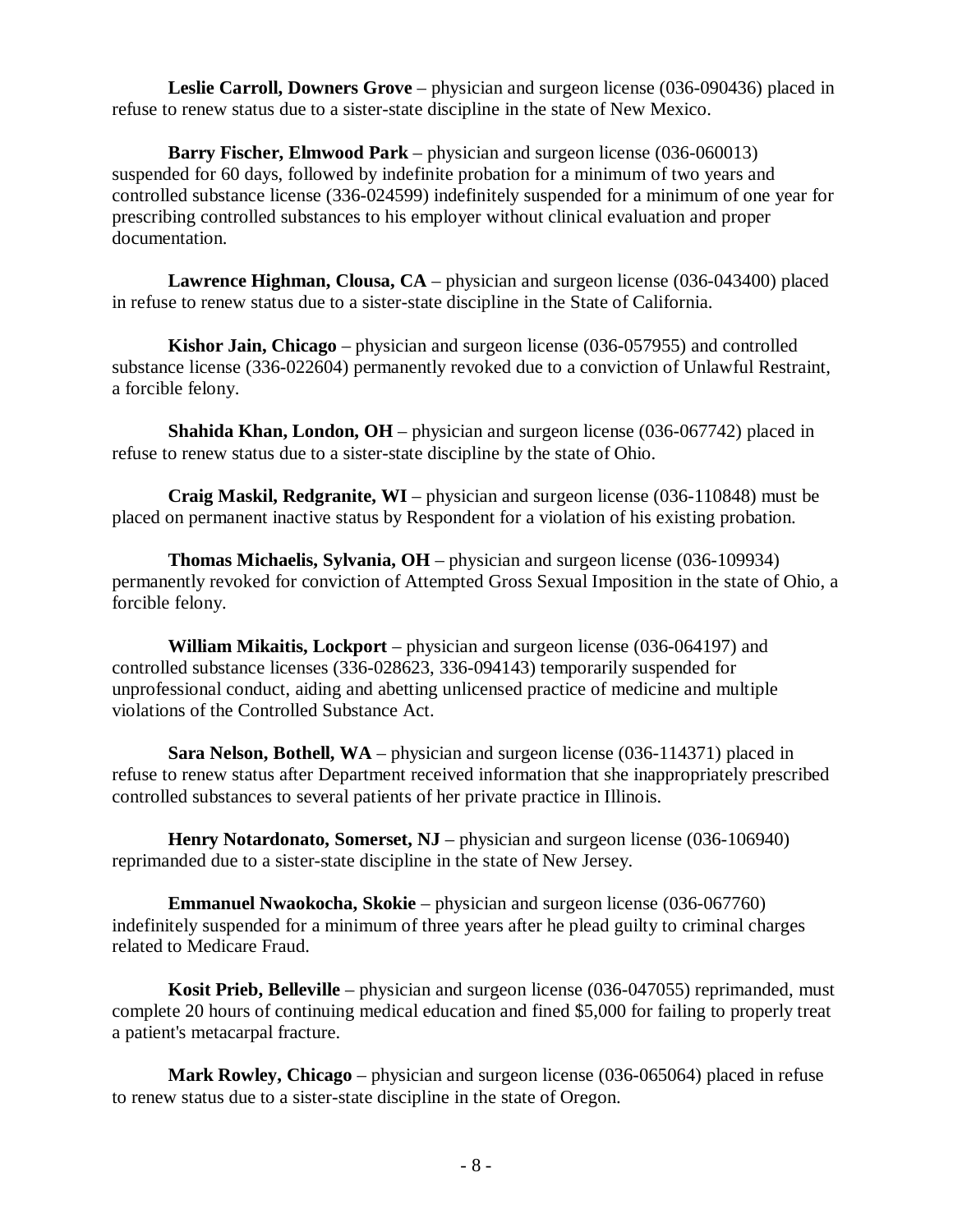**Leslie Carroll, Downers Grove** – physician and surgeon license (036-090436) placed in refuse to renew status due to a sister-state discipline in the state of New Mexico.

**Barry Fischer, Elmwood Park** – physician and surgeon license (036-060013) suspended for 60 days, followed by indefinite probation for a minimum of two years and controlled substance license (336-024599) indefinitely suspended for a minimum of one year for prescribing controlled substances to his employer without clinical evaluation and proper documentation.

**Lawrence Highman, Clousa, CA** – physician and surgeon license (036-043400) placed in refuse to renew status due to a sister-state discipline in the State of California.

**Kishor Jain, Chicago** – physician and surgeon license (036-057955) and controlled substance license (336-022604) permanently revoked due to a conviction of Unlawful Restraint, a forcible felony.

**Shahida Khan, London, OH** – physician and surgeon license (036-067742) placed in refuse to renew status due to a sister-state discipline by the state of Ohio.

**Craig Maskil, Redgranite, WI** – physician and surgeon license (036-110848) must be placed on permanent inactive status by Respondent for a violation of his existing probation.

**Thomas Michaelis, Sylvania, OH** – physician and surgeon license (036-109934) permanently revoked for conviction of Attempted Gross Sexual Imposition in the state of Ohio, a forcible felony.

**William Mikaitis, Lockport** – physician and surgeon license (036-064197) and controlled substance licenses (336-028623, 336-094143) temporarily suspended for unprofessional conduct, aiding and abetting unlicensed practice of medicine and multiple violations of the Controlled Substance Act.

**Sara Nelson, Bothell, WA** – physician and surgeon license (036-114371) placed in refuse to renew status after Department received information that she inappropriately prescribed controlled substances to several patients of her private practice in Illinois.

**Henry Notardonato, Somerset, NJ** – physician and surgeon license (036-106940) reprimanded due to a sister-state discipline in the state of New Jersey.

**Emmanuel Nwaokocha, Skokie** – physician and surgeon license (036-067760) indefinitely suspended for a minimum of three years after he plead guilty to criminal charges related to Medicare Fraud.

**Kosit Prieb, Belleville** – physician and surgeon license (036-047055) reprimanded, must complete 20 hours of continuing medical education and fined $5,000 for failing to properly treat a patient's metacarpal fracture.

**Mark Rowley, Chicago** – physician and surgeon license (036-065064) placed in refuse to renew status due to a sister-state discipline in the state of Oregon.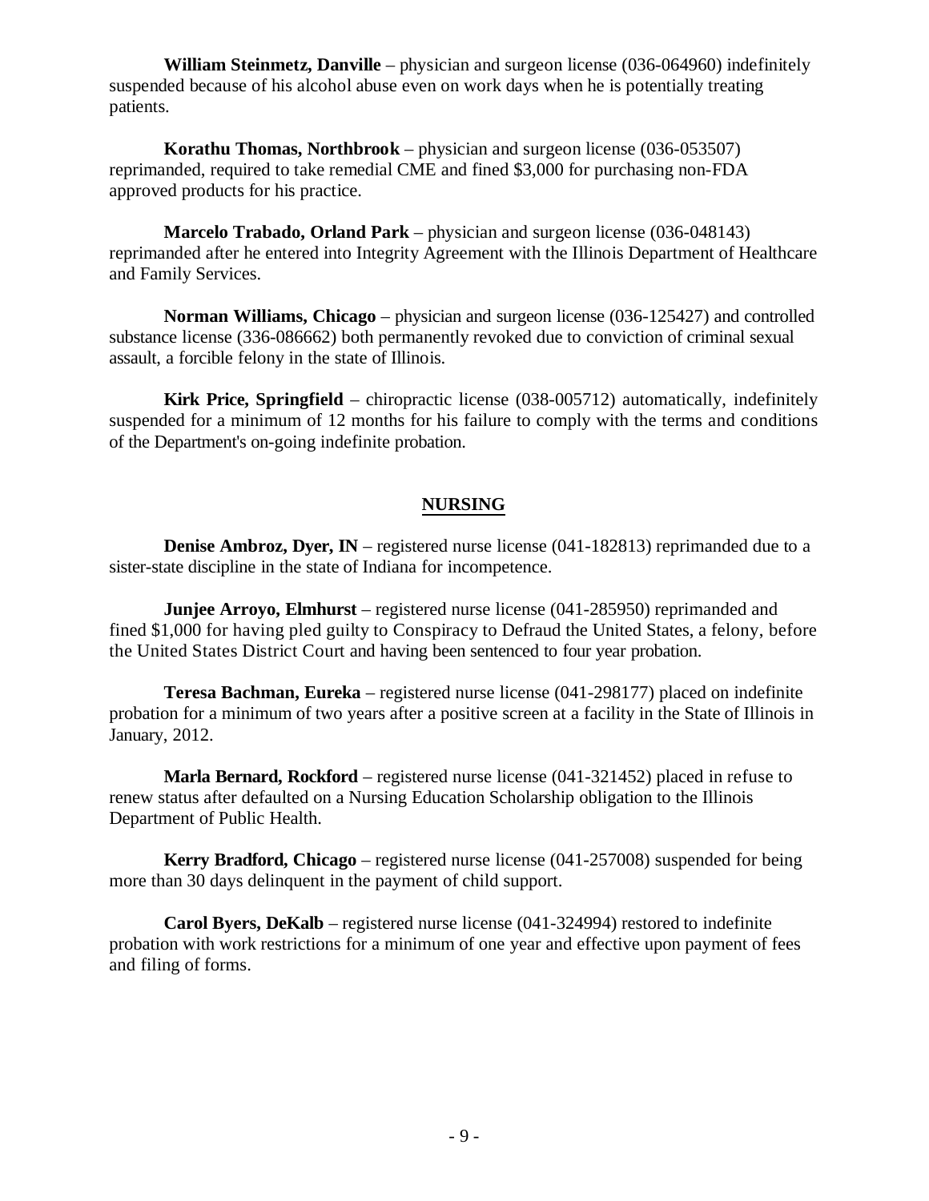**William Steinmetz, Danville** – physician and surgeon license (036-064960) indefinitely suspended because of his alcohol abuse even on work days when he is potentially treating patients.

**Korathu Thomas, Northbrook** – physician and surgeon license (036-053507) reprimanded, required to take remedial CME and fined $3,000 for purchasing non-FDA approved products for his practice.

**Marcelo Trabado, Orland Park** – physician and surgeon license (036-048143) reprimanded after he entered into Integrity Agreement with the Illinois Department of Healthcare and Family Services.

**Norman Williams, Chicago** – physician and surgeon license (036-125427) and controlled substance license (336-086662) both permanently revoked due to conviction of criminal sexual assault, a forcible felony in the state of Illinois.

**Kirk Price, Springfield** – chiropractic license (038-005712) automatically, indefinitely suspended for a minimum of 12 months for his failure to comply with the terms and conditions of the Department's on-going indefinite probation.

## NURSING

**Denise Ambroz, Dyer, IN** – registered nurse license (041-182813) reprimanded due to a sister-state discipline in the state of Indiana for incompetence.

**Junjee Arroyo, Elmhurst** – registered nurse license (041-285950) reprimanded and fined $1,000 for having pled guilty to Conspiracy to Defraud the United States, a felony, before the United States District Court and having been sentenced to four year probation.

**Teresa Bachman, Eureka** – registered nurse license (041-298177) placed on indefinite probation for a minimum of two years after a positive screen at a facility in the State of Illinois in January, 2012.

**Marla Bernard, Rockford** – registered nurse license (041-321452) placed in refuse to renew status after defaulted on a Nursing Education Scholarship obligation to the Illinois Department of Public Health.

**Kerry Bradford, Chicago** – registered nurse license (041-257008) suspended for being more than 30 days delinquent in the payment of child support.

**Carol Byers, DeKalb** – registered nurse license (041-324994) restored to indefinite probation with work restrictions for a minimum of one year and effective upon payment of fees and filing of forms.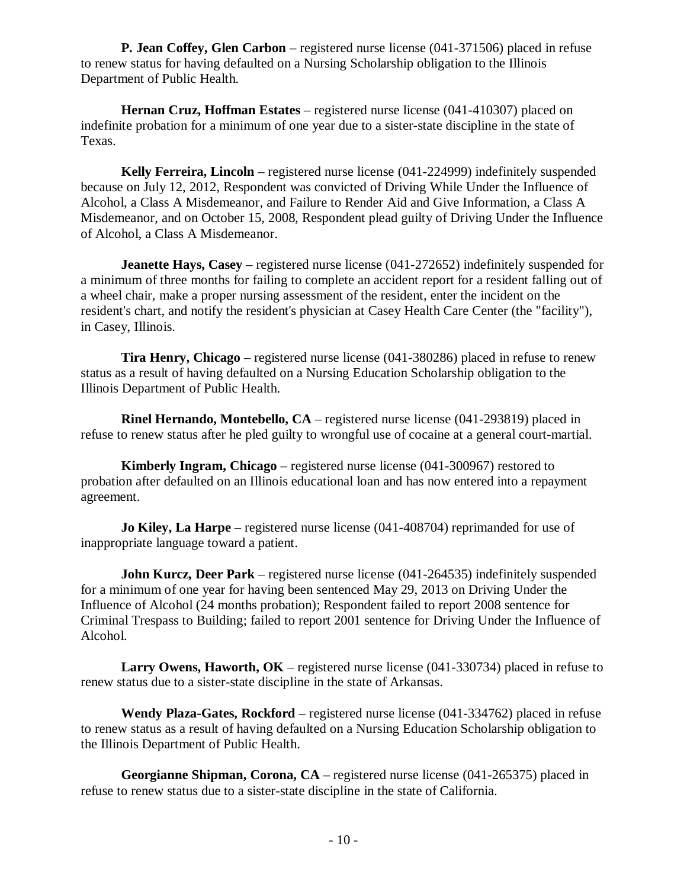**P. Jean Coffey, Glen Carbon** – registered nurse license (041-371506) placed in refuse to renew status for having defaulted on a Nursing Scholarship obligation to the Illinois Department of Public Health.

**Hernan Cruz, Hoffman Estates** – registered nurse license (041-410307) placed on indefinite probation for a minimum of one year due to a sister-state discipline in the state of Texas.

**Kelly Ferreira, Lincoln** – registered nurse license (041-224999) indefinitely suspended because on July 12, 2012, Respondent was convicted of Driving While Under the Influence of Alcohol, a Class A Misdemeanor, and Failure to Render Aid and Give Information, a Class A Misdemeanor, and on October 15, 2008, Respondent plead guilty of Driving Under the Influence of Alcohol, a Class A Misdemeanor.

**Jeanette Hays, Casey** – registered nurse license (041-272652) indefinitely suspended for a minimum of three months for failing to complete an accident report for a resident falling out of a wheel chair, make a proper nursing assessment of the resident, enter the incident on the resident's chart, and notify the resident's physician at Casey Health Care Center (the "facility"), in Casey, Illinois.

**Tira Henry, Chicago** – registered nurse license (041-380286) placed in refuse to renew status as a result of having defaulted on a Nursing Education Scholarship obligation to the Illinois Department of Public Health.

**Rinel Hernando, Montebello, CA** – registered nurse license (041-293819) placed in refuse to renew status after he pled guilty to wrongful use of cocaine at a general court-martial.

**Kimberly Ingram, Chicago** – registered nurse license (041-300967) restored to probation after defaulted on an Illinois educational loan and has now entered into a repayment agreement.

**Jo Kiley, La Harpe** – registered nurse license (041-408704) reprimanded for use of inappropriate language toward a patient.

**John Kurcz, Deer Park** – registered nurse license (041-264535) indefinitely suspended for a minimum of one year for having been sentenced May 29, 2013 on Driving Under the Influence of Alcohol (24 months probation); Respondent failed to report 2008 sentence for Criminal Trespass to Building; failed to report 2001 sentence for Driving Under the Influence of Alcohol.

**Larry Owens, Haworth, OK** – registered nurse license (041-330734) placed in refuse to renew status due to a sister-state discipline in the state of Arkansas.

**Wendy Plaza-Gates, Rockford** – registered nurse license (041-334762) placed in refuse to renew status as a result of having defaulted on a Nursing Education Scholarship obligation to the Illinois Department of Public Health.

**Georgianne Shipman, Corona, CA** – registered nurse license (041-265375) placed in refuse to renew status due to a sister-state discipline in the state of California.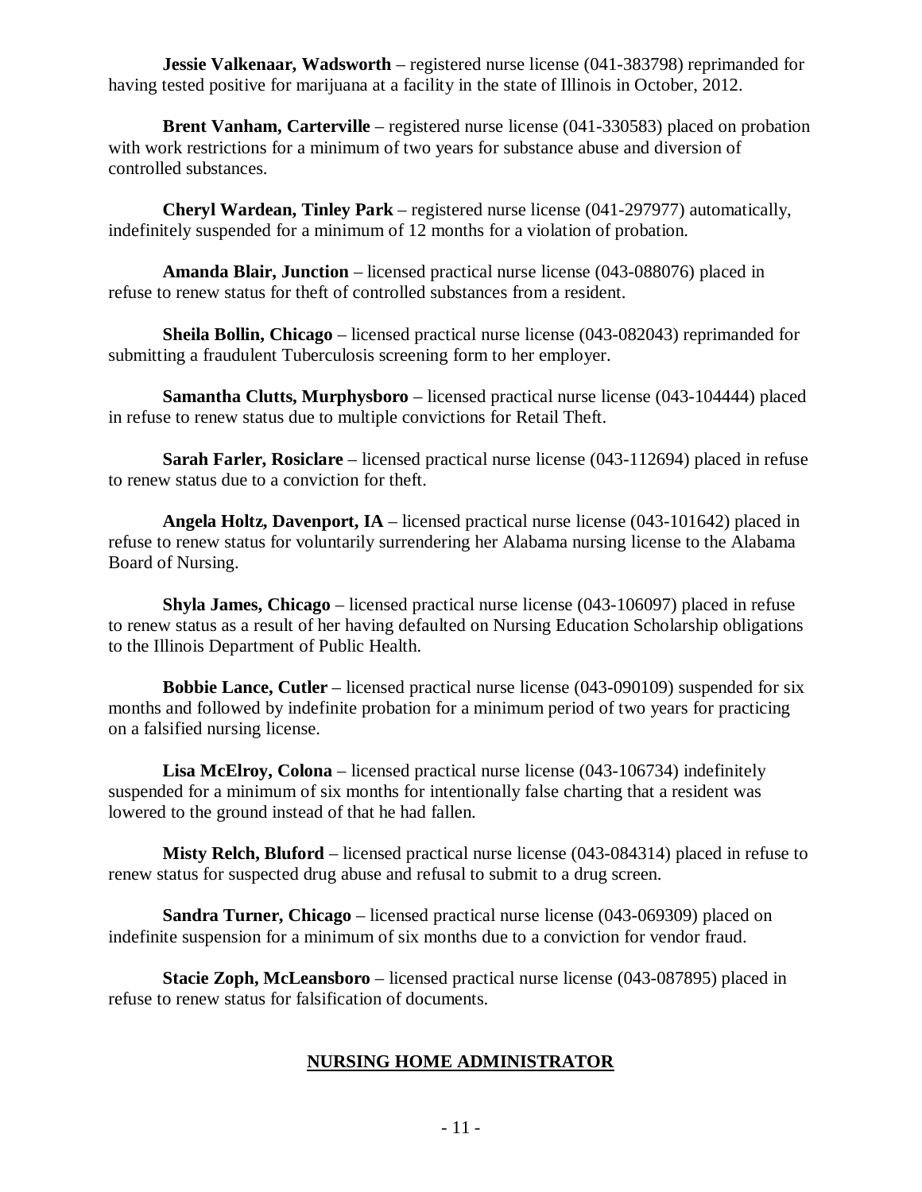**Jessie Valkenaar, Wadsworth** – registered nurse license (041-383798) reprimanded for having tested positive for marijuana at a facility in the state of Illinois in October, 2012.

**Brent Vanham, Carterville** – registered nurse license (041-330583) placed on probation with work restrictions for a minimum of two years for substance abuse and diversion of controlled substances.

**Cheryl Wardean, Tinley Park** – registered nurse license (041-297977) automatically, indefinitely suspended for a minimum of 12 months for a violation of probation.

**Amanda Blair, Junction** – licensed practical nurse license (043-088076) placed in refuse to renew status for theft of controlled substances from a resident.

**Sheila Bollin, Chicago** – licensed practical nurse license (043-082043) reprimanded for submitting a fraudulent Tuberculosis screening form to her employer.

**Samantha Clutts, Murphysboro** – licensed practical nurse license (043-104444) placed in refuse to renew status due to multiple convictions for Retail Theft.

**Sarah Farler, Rosiclare** – licensed practical nurse license (043-112694) placed in refuse to renew status due to a conviction for theft.

**Angela Holtz, Davenport, IA** – licensed practical nurse license (043-101642) placed in refuse to renew status for voluntarily surrendering her Alabama nursing license to the Alabama Board of Nursing.

**Shyla James, Chicago** – licensed practical nurse license (043-106097) placed in refuse to renew status as a result of her having defaulted on Nursing Education Scholarship obligations to the Illinois Department of Public Health.

**Bobbie Lance, Cutler** – licensed practical nurse license (043-090109) suspended for six months and followed by indefinite probation for a minimum period of two years for practicing on a falsified nursing license.

**Lisa McElroy, Colona** – licensed practical nurse license (043-106734) indefinitely suspended for a minimum of six months for intentionally false charting that a resident was lowered to the ground instead of that he had fallen.

**Misty Relch, Bluford** – licensed practical nurse license (043-084314) placed in refuse to renew status for suspected drug abuse and refusal to submit to a drug screen.

**Sandra Turner, Chicago** – licensed practical nurse license (043-069309) placed on indefinite suspension for a minimum of six months due to a conviction for vendor fraud.

**Stacie Zoph, McLeansboro** – licensed practical nurse license (043-087895) placed in refuse to renew status for falsification of documents.

## NURSING HOME ADMINISTRATOR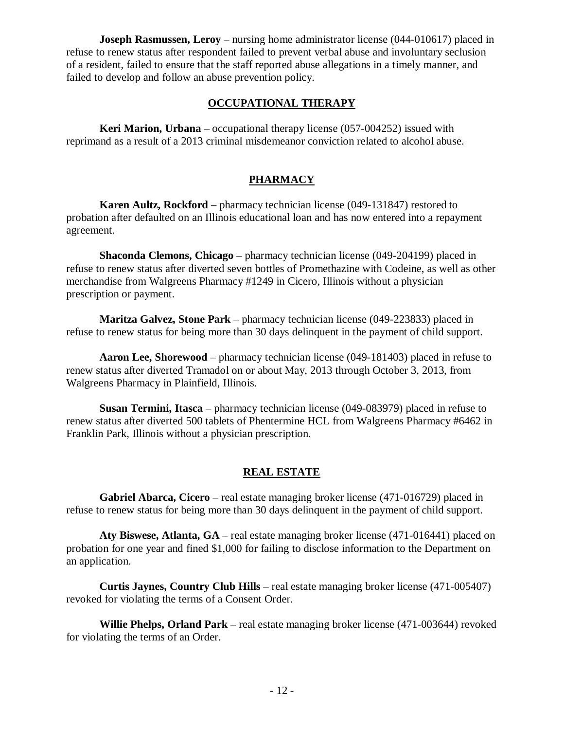**Joseph Rasmussen, Leroy** – nursing home administrator license (044-010617) placed in refuse to renew status after respondent failed to prevent verbal abuse and involuntary seclusion of a resident, failed to ensure that the staff reported abuse allegations in a timely manner, and failed to develop and follow an abuse prevention policy.

## OCCUPATIONAL THERAPY

**Keri Marion, Urbana** – occupational therapy license (057-004252) issued with reprimand as a result of a 2013 criminal misdemeanor conviction related to alcohol abuse.

## PHARMACY

**Karen Aultz, Rockford** – pharmacy technician license (049-131847) restored to probation after defaulted on an Illinois educational loan and has now entered into a repayment agreement.

**Shaconda Clemons, Chicago** – pharmacy technician license (049-204199) placed in refuse to renew status after diverted seven bottles of Promethazine with Codeine, as well as other merchandise from Walgreens Pharmacy #1249 in Cicero, Illinois without a physician prescription or payment.

**Maritza Galvez, Stone Park** – pharmacy technician license (049-223833) placed in refuse to renew status for being more than 30 days delinquent in the payment of child support.

**Aaron Lee, Shorewood** – pharmacy technician license (049-181403) placed in refuse to renew status after diverted Tramadol on or about May, 2013 through October 3, 2013, from Walgreens Pharmacy in Plainfield, Illinois.

**Susan Termini, Itasca** – pharmacy technician license (049-083979) placed in refuse to renew status after diverted 500 tablets of Phentermine HCL from Walgreens Pharmacy #6462 in Franklin Park, Illinois without a physician prescription.

## REAL ESTATE

**Gabriel Abarca, Cicero** – real estate managing broker license (471-016729) placed in refuse to renew status for being more than 30 days delinquent in the payment of child support.

**Aty Biswese, Atlanta, GA** – real estate managing broker license (471-016441) placed on probation for one year and fined $1,000 for failing to disclose information to the Department on an application.

**Curtis Jaynes, Country Club Hills** – real estate managing broker license (471-005407) revoked for violating the terms of a Consent Order.

**Willie Phelps, Orland Park** – real estate managing broker license (471-003644) revoked for violating the terms of an Order.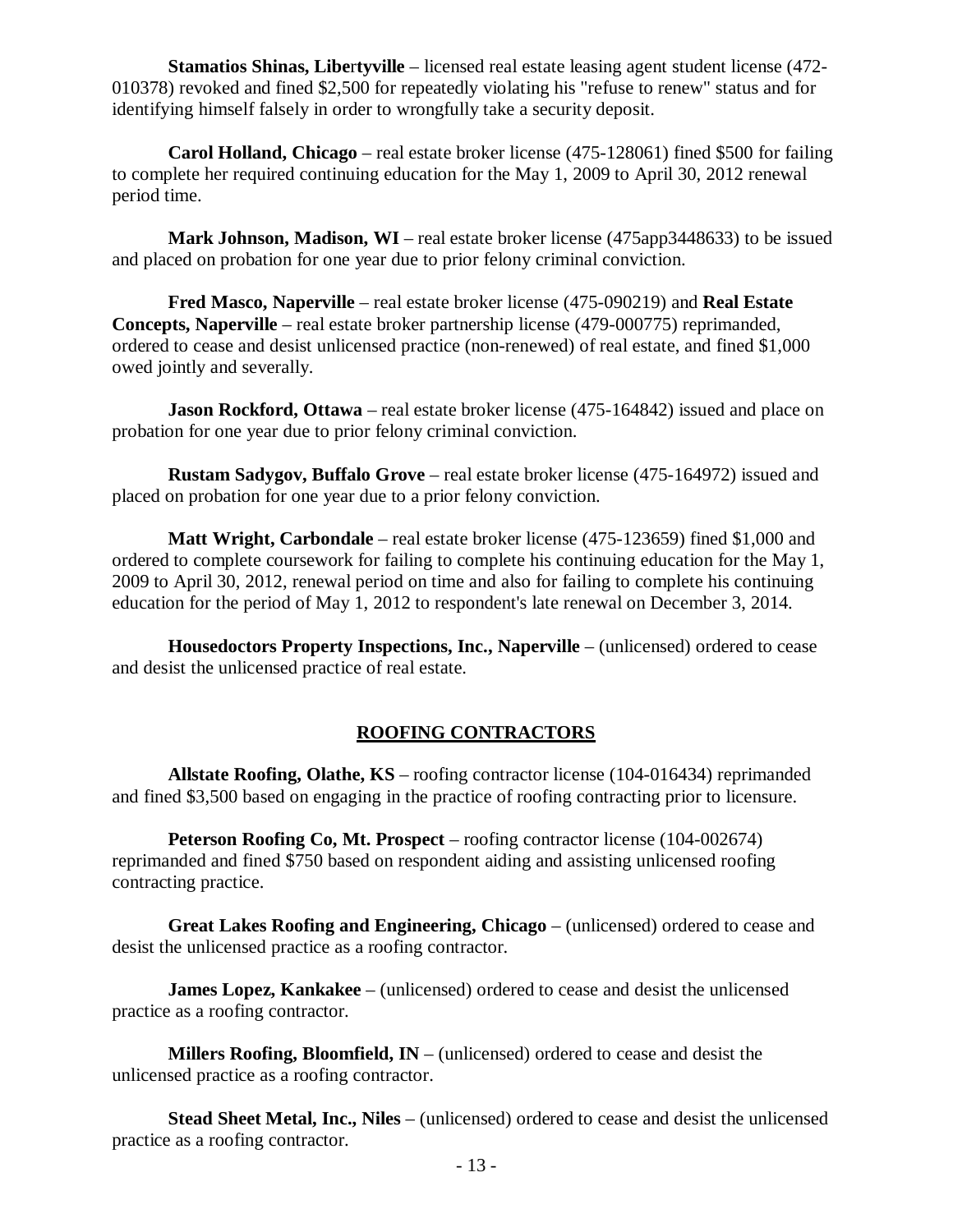**Stamatios Shinas, Libertyville** – licensed real estate leasing agent student license (472-010378) revoked and fined $2,500 for repeatedly violating his "refuse to renew" status and for identifying himself falsely in order to wrongfully take a security deposit.

**Carol Holland, Chicago** – real estate broker license (475-128061) fined $500 for failing to complete her required continuing education for the May 1, 2009 to April 30, 2012 renewal period time.

**Mark Johnson, Madison, WI** – real estate broker license (475app3448633) to be issued and placed on probation for one year due to prior felony criminal conviction.

**Fred Masco, Naperville** – real estate broker license (475-090219) and **Real Estate Concepts, Naperville** – real estate broker partnership license (479-000775) reprimanded, ordered to cease and desist unlicensed practice (non-renewed) of real estate, and fined $1,000 owed jointly and severally.

**Jason Rockford, Ottawa** – real estate broker license (475-164842) issued and place on probation for one year due to prior felony criminal conviction.

**Rustam Sadygov, Buffalo Grove** – real estate broker license (475-164972) issued and placed on probation for one year due to a prior felony conviction.

**Matt Wright, Carbondale** – real estate broker license (475-123659) fined $1,000 and ordered to complete coursework for failing to complete his continuing education for the May 1, 2009 to April 30, 2012, renewal period on time and also for failing to complete his continuing education for the period of May 1, 2012 to respondent's late renewal on December 3, 2014.

**Housedoctors Property Inspections, Inc., Naperville** – (unlicensed) ordered to cease and desist the unlicensed practice of real estate.

## ROOFING CONTRACTORS

**Allstate Roofing, Olathe, KS** – roofing contractor license (104-016434) reprimanded and fined $3,500 based on engaging in the practice of roofing contracting prior to licensure.

**Peterson Roofing Co, Mt. Prospect** – roofing contractor license (104-002674) reprimanded and fined $750 based on respondent aiding and assisting unlicensed roofing contracting practice.

**Great Lakes Roofing and Engineering, Chicago** – (unlicensed) ordered to cease and desist the unlicensed practice as a roofing contractor.

**James Lopez, Kankakee** – (unlicensed) ordered to cease and desist the unlicensed practice as a roofing contractor.

**Millers Roofing, Bloomfield, IN** – (unlicensed) ordered to cease and desist the unlicensed practice as a roofing contractor.

**Stead Sheet Metal, Inc., Niles** – (unlicensed) ordered to cease and desist the unlicensed practice as a roofing contractor.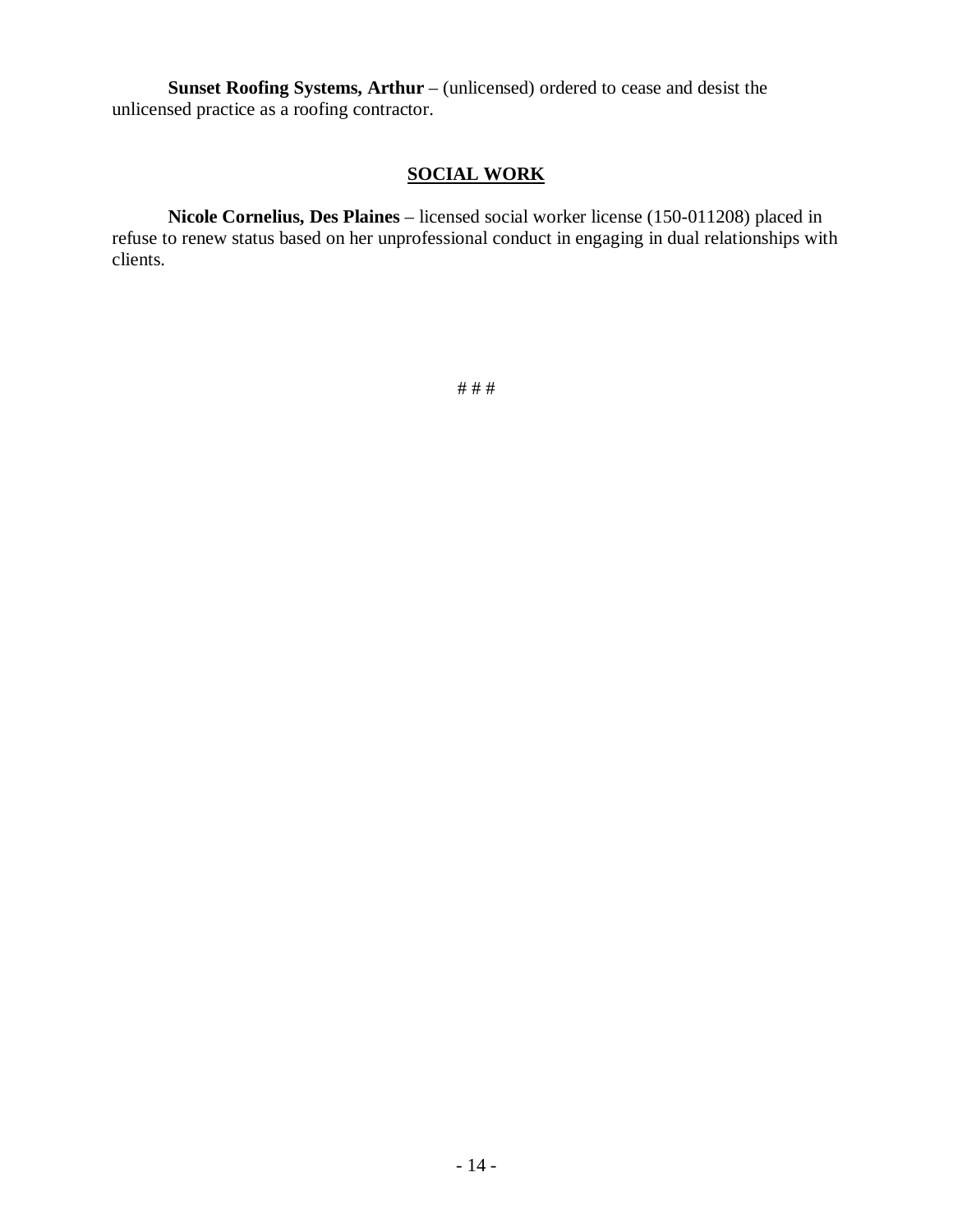**Sunset Roofing Systems, Arthur** – (unlicensed) ordered to cease and desist the unlicensed practice as a roofing contractor.

## SOCIAL WORK

**Nicole Cornelius, Des Plaines** – licensed social worker license (150-011208) placed in refuse to renew status based on her unprofessional conduct in engaging in dual relationships with clients.

# # #